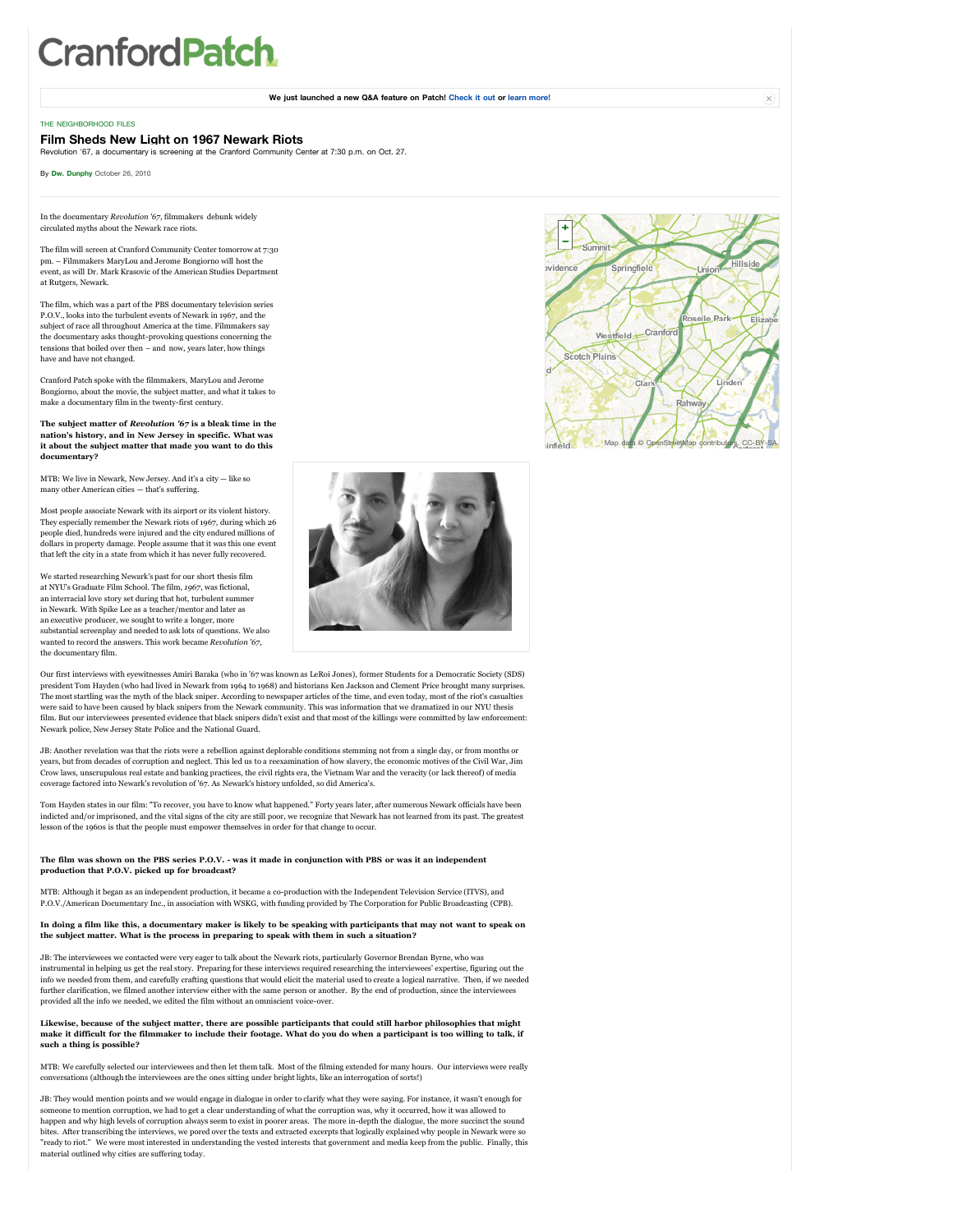CranfordPatch

We just launched a new Q&A feature on Patch! Check it out or learn more!

THE NEIGHBORHOOD FILES

# Film Sheds New Light on 1967 Newark Riots

Revolution '67, a documentary is screening at the Cranford Community Center at 7:30 p.m. on Oct. 27.

By **Dw. Dunphy** October 26, 2010

In the documentary *Revolution '67*, filmmakers debunk widely circulated myths about the Newark race riots.

The film will screen at Cranford Community Center tomorrow at 7:30 pm. – Filmmakers MaryLou and Jerome Bongiorno will host the event, as will Dr. Mark Krasovic of the American Studies Department at Rutgers, Newark.

The film, which was a part of the PBS documentary television series P.O.V., looks into the turbulent events of Newark in 1967, and the subject of race all throughout America at the time. Filmmakers say the documentary asks thought-provoking questions concerning the tensions that boiled over then – and now, years later, how things have and have not changed.

Cranford Patch spoke with the filmmakers, MaryLou and Jerome Bongiorno, about the movie, the subject matter, and what it takes to make a documentary film in the twenty-first century.

**The subject matter of *Revolution '67* is a bleak time in the nation's history, and in New Jersey in specific. What was it about the subject matter that made you want to do this documentary?**

MTB: We live in Newark, New Jersey. And it's a city — like so many other American cities — that's suffering.

Most people associate Newark with its airport or its violent history. They especially remember the Newark riots of 1967, during which 26 people died, hundreds were injured and the city endured millions of dollars in property damage. People assume that it was this one event that left the city in a state from which it has never fully recovered.

We started researching Newark's past for our short thesis film at NYU's Graduate Film School. The film, *1967*, was fictional, an interracial love story set during that hot, turbulent summer in Newark. With Spike Lee as a teacher/mentor and later as an executive producer, we sought to write a longer, more substantial screenplay and needed to ask lots of questions. We also wanted to record the answers. This work became *Revolution '67*, the documentary film.

Our first interviews with eyewitnesses Amiri Baraka (who in '67 was known as LeRoi Jones), former Students for a Democratic Society (SDS) president Tom Hayden (who had lived in Newark from 1964 to 1968) and historians Ken Jackson and Clement Price brought many surprises. The most startling was the myth of the black sniper. According to newspaper articles of the time, and even today, most of the riot's casualties were said to have been caused by black snipers from the Newark community. This was information that we dramatized in our NYU thesis film. But our interviewees presented evidence that black snipers didn't exist and that most of the killings were committed by law enforcement: Newark police, New Jersey State Police and the National Guard.

JB: Another revelation was that the riots were a rebellion against deplorable conditions stemming not from a single day, or from months or years, but from decades of corruption and neglect. This led us to a reexamination of how slavery, the economic motives of the Civil War, Jim Crow laws, unscrupulous real estate and banking practices, the civil rights era, the Vietnam War and the veracity (or lack thereof) of media coverage factored into Newark's revolution of '67. As Newark's history unfolded, so did America's.

Tom Hayden states in our film: "To recover, you have to know what happened." Forty years later, after numerous Newark officials have been indicted and/or imprisoned, and the vital signs of the city are still poor, we recognize that Newark has not learned from its past. The greatest lesson of the 1960s is that the people must empower themselves in order for that change to occur.

**The film was shown on the PBS series P.O.V. - was it made in conjunction with PBS or was it an independent production that P.O.V. picked up for broadcast?**

MTB: Although it began as an independent production, it became a co-production with the Independent Television Service (ITVS), and P.O.V./American Documentary Inc., in association with WSKG, with funding provided by The Corporation for Public Broadcasting (CPB).

**In doing a film like this, a documentary maker is likely to be speaking with participants that may not want to speak on the subject matter. What is the process in preparing to speak with them in such a situation?**

JB: The interviewees we contacted were very eager to talk about the Newark riots, particularly Governor Brendan Byrne, who was instrumental in helping us get the real story. Preparing for these interviews required researching the interviewees' expertise, figuring out the info we needed from them, and carefully crafting questions that would elicit the material used to create a logical narrative. Then, if we needed further clarification, we filmed another interview either with the same person or another. By the end of production, since the interviewees provided all the info we needed, we edited the film without an omniscient voice-over.

**Likewise, because of the subject matter, there are possible participants that could still harbor philosophies that might make it difficult for the filmmaker to include their footage. What do you do when a participant is too willing to talk, if such a thing is possible?**

MTB: We carefully selected our interviewees and then let them talk. Most of the filming extended for many hours. Our interviews were really conversations (although the interviewees are the ones sitting under bright lights, like an interrogation of sorts!)

JB: They would mention points and we would engage in dialogue in order to clarify what they were saying. For instance, it wasn't enough for someone to mention corruption, we had to get a clear understanding of what the corruption was, why it occurred, how it was allowed to happen and why high levels of corruption always seem to exist in poorer areas. The more in-depth the dialogue, the more succinct the sound bites. After transcribing the interviews, we pored over the texts and extracted excerpts that logically explained why people in Newark were so "ready to riot." We were most interested in understanding the vested interests that government and media keep from the public. Finally, this material outlined why cities are suffering today.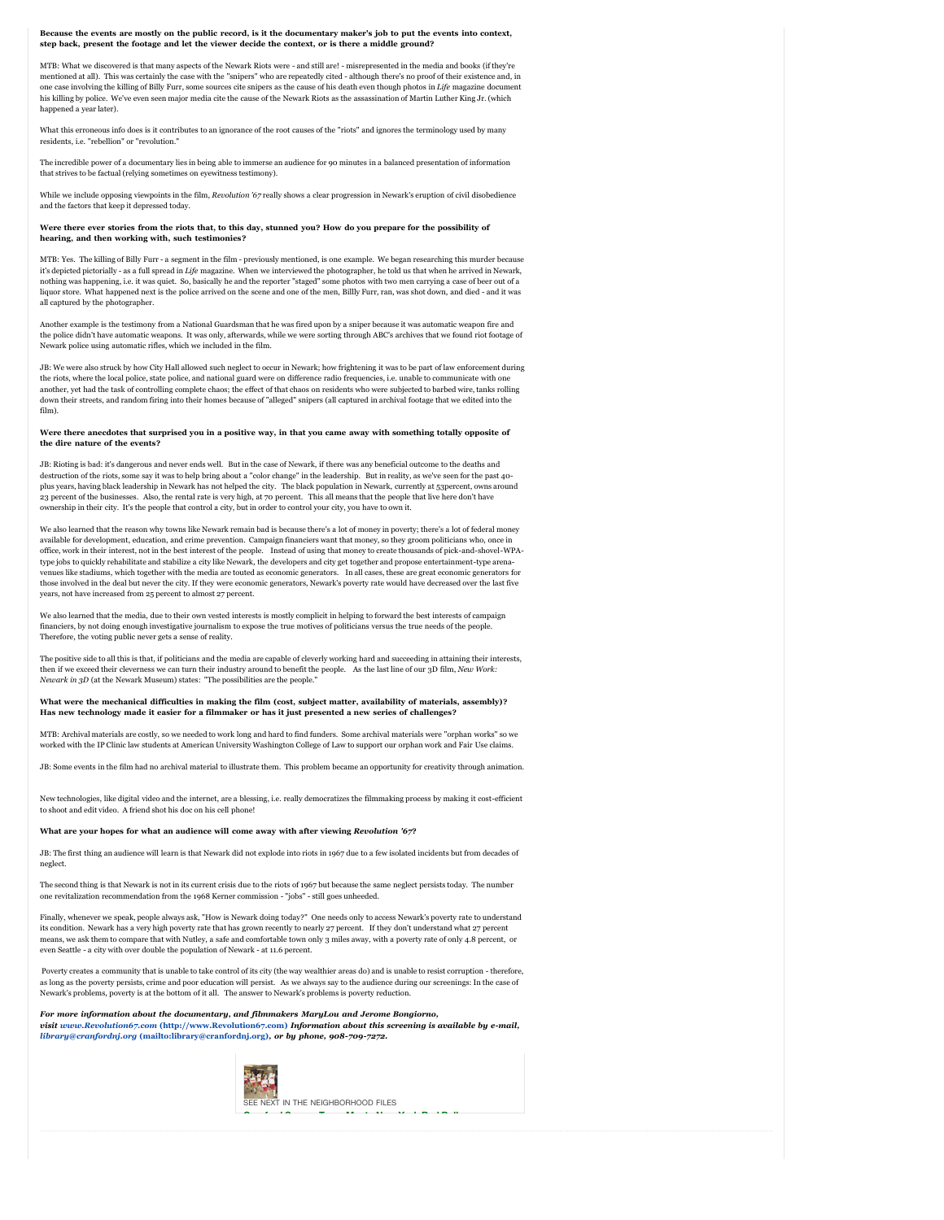**Because the events are mostly on the public record, is it the documentary maker's job to put the events into context, step back, present the footage and let the viewer decide the context, or is there a middle ground?**

MTB: What we discovered is that many aspects of the Newark Riots were - and still are! - misrepresented in the media and books (if they're mentioned at all). This was certainly the case with the "snipers" who are repeatedly cited - although there's no proof of their existence and, in one case involving the killing of Billy Furr, some sources cite snipers as the cause of his death even though photos in *Life* magazine document his killing by police. We've even seen major media cite the cause of the Newark Riots as the assassination of Martin Luther King Jr. (which happened a year later).

What this erroneous info does is it contributes to an ignorance of the root causes of the "riots" and ignores the terminology used by many residents, i.e. "rebellion" or "revolution."

The incredible power of a documentary lies in being able to immerse an audience for 90 minutes in a balanced presentation of information that strives to be factual (relying sometimes on eyewitness testimony).

While we include opposing viewpoints in the film, *Revolution '67* really shows a clear progression in Newark's eruption of civil disobedience and the factors that keep it depressed today.

**Were there ever stories from the riots that, to this day, stunned you? How do you prepare for the possibility of hearing, and then working with, such testimonies?**

MTB: Yes. The killing of Billy Furr - a segment in the film - previously mentioned, is one example. We began researching this murder because it's depicted pictorially - as a full spread in *Life* magazine. When we interviewed the photographer, he told us that when he arrived in Newark, nothing was happening, i.e. it was quiet. So, basically he and the reporter "staged" some photos with two men carrying a case of beer out of a liquor store. What happened next is the police arrived on the scene and one of the men, Billly Furr, ran, was shot down, and died - and it was all captured by the photographer.

Another example is the testimony from a National Guardsman that he was fired upon by a sniper because it was automatic weapon fire and the police didn't have automatic weapons. It was only, afterwards, while we were sorting through ABC's archives that we found riot footage of Newark police using automatic rifles, which we included in the film.

JB: We were also struck by how City Hall allowed such neglect to occur in Newark; how frightening it was to be part of law enforcement during the riots, where the local police, state police, and national guard were on difference radio frequencies, i.e. unable to communicate with one another, yet had the task of controlling complete chaos; the effect of that chaos on residents who were subjected to barbed wire, tanks rolling down their streets, and random firing into their homes because of "alleged" snipers (all captured in archival footage that we edited into the film).

**Were there anecdotes that surprised you in a positive way, in that you came away with something totally opposite of the dire nature of the events?**

JB: Rioting is bad: it's dangerous and never ends well. But in the case of Newark, if there was any beneficial outcome to the deaths and destruction of the riots, some say it was to help bring about a "color change" in the leadership. But in reality, as we've seen for the past 40-plus years, having black leadership in Newark has not helped the city. The black population in Newark, currently at 53percent, owns around 23 percent of the businesses. Also, the rental rate is very high, at 70 percent. This all means that the people that live here don't have ownership in their city. It's the people that control a city, but in order to control your city, you have to own it.

We also learned that the reason why towns like Newark remain bad is because there's a lot of money in poverty; there's a lot of federal money available for development, education, and crime prevention. Campaign financiers want that money, so they groom politicians who, once in office, work in their interest, not in the best interest of the people. Instead of using that money to create thousands of pick-and-shovel-WPA-type jobs to quickly rehabilitate and stabilize a city like Newark, the developers and city get together and propose entertainment-type arena-venues like stadiums, which together with the media are touted as economic generators. In all cases, these are great economic generators for those involved in the deal but never the city. If they were economic generators, Newark's poverty rate would have decreased over the last five years, not have increased from 25 percent to almost 27 percent.

We also learned that the media, due to their own vested interests is mostly complicit in helping to forward the best interests of campaign financiers, by not doing enough investigative journalism to expose the true motives of politicians versus the true needs of the people. Therefore, the voting public never gets a sense of reality.

The positive side to all this is that, if politicians and the media are capable of cleverly working hard and succeeding in attaining their interests, then if we exceed their cleverness we can turn their industry around to benefit the people. As the last line of our 3D film, *New Work: Newark in 3D* (at the Newark Museum) states: "The possibilities are the people."

**What were the mechanical difficulties in making the film (cost, subject matter, availability of materials, assembly)? Has new technology made it easier for a filmmaker or has it just presented a new series of challenges?**

MTB: Archival materials are costly, so we needed to work long and hard to find funders. Some archival materials were "orphan works" so we worked with the IP Clinic law students at American University Washington College of Law to support our orphan work and Fair Use claims.

JB: Some events in the film had no archival material to illustrate them. This problem became an opportunity for creativity through animation.

New technologies, like digital video and the internet, are a blessing, i.e. really democratizes the filmmaking process by making it cost-efficient to shoot and edit video. A friend shot his doc on his cell phone!

**What are your hopes for what an audience will come away with after viewing *Revolution '67*?**

JB: The first thing an audience will learn is that Newark did not explode into riots in 1967 due to a few isolated incidents but from decades of neglect.

The second thing is that Newark is not in its current crisis due to the riots of 1967 but because the same neglect persists today. The number one revitalization recommendation from the 1968 Kerner commission - "jobs" - still goes unheeded.

Finally, whenever we speak, people always ask, "How is Newark doing today?" One needs only to access Newark's poverty rate to understand its condition. Newark has a very high poverty rate that has grown recently to nearly 27 percent. If they don't understand what 27 percent means, we ask them to compare that with Nutley, a safe and comfortable town only 3 miles away, with a poverty rate of only 4.8 percent, or even Seattle - a city with over double the population of Newark - at 11.6 percent.

Poverty creates a community that is unable to take control of its city (the way wealthier areas do) and is unable to resist corruption - therefore, as long as the poverty persists, crime and poor education will persist. As we always say to the audience during our screenings: In the case of Newark's problems, poverty is at the bottom of it all. The answer to Newark's problems is poverty reduction.

***For more information about the documentary, and filmmakers MaryLou and Jerome Bongiorno, visit www.Revolution67.com (http://www.Revolution67.com) Information about this screening is available by e-mail, library@cranfordnj.org (mailto:library@cranfordnj.org), or by phone, 908-709-7272.***

SEE NEXT IN THE NEIGHBORHOOD FILES